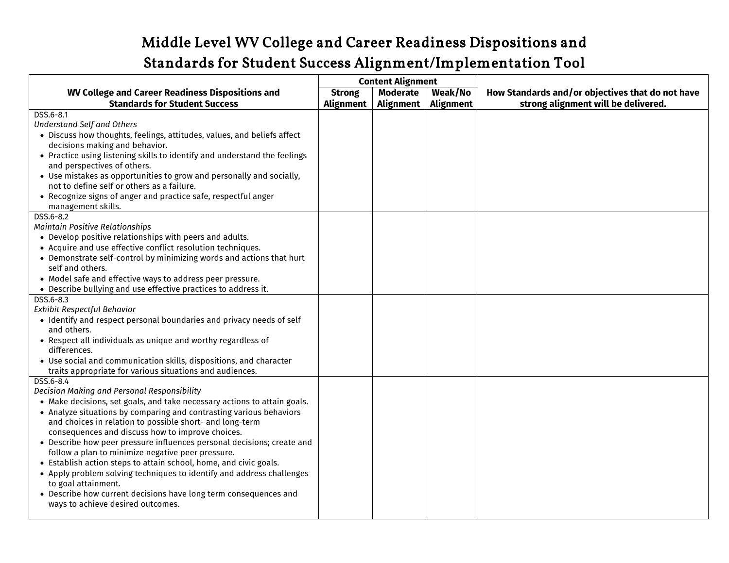# Middle Level WV College and Career Readiness Dispositions and Standards for Student Success Alignment/Implementation Tool

| WV College and Career Readiness Dispositions and Standards for Student Success | Content Alignment | | | How Standards and/or objectives that do not have strong alignment will be delivered. |
|---|---|---|---|---|
| | Strong Alignment | Moderate Alignment | Weak/No Alignment | |
| DSS.6-8.1<br>*Understand Self and Others*<br>• Discuss how thoughts, feelings, attitudes, values, and beliefs affect decisions making and behavior.<br>• Practice using listening skills to identify and understand the feelings and perspectives of others.<br>• Use mistakes as opportunities to grow and personally and socially, not to define self or others as a failure.<br>• Recognize signs of anger and practice safe, respectful anger management skills. | | | | |
| DSS.6-8.2<br>*Maintain Positive Relationships*<br>• Develop positive relationships with peers and adults.<br>• Acquire and use effective conflict resolution techniques.<br>• Demonstrate self-control by minimizing words and actions that hurt self and others.<br>• Model safe and effective ways to address peer pressure.<br>• Describe bullying and use effective practices to address it. | | | | |
| DSS.6-8.3<br>*Exhibit Respectful Behavior*<br>• Identify and respect personal boundaries and privacy needs of self and others.<br>• Respect all individuals as unique and worthy regardless of differences.<br>• Use social and communication skills, dispositions, and character traits appropriate for various situations and audiences. | | | | |
| DSS.6-8.4<br>*Decision Making and Personal Responsibility*<br>• Make decisions, set goals, and take necessary actions to attain goals.<br>• Analyze situations by comparing and contrasting various behaviors and choices in relation to possible short- and long-term consequences and discuss how to improve choices.<br>• Describe how peer pressure influences personal decisions; create and follow a plan to minimize negative peer pressure.<br>• Establish action steps to attain school, home, and civic goals.<br>• Apply problem solving techniques to identify and address challenges to goal attainment.<br>• Describe how current decisions have long term consequences and ways to achieve desired outcomes. | | | | |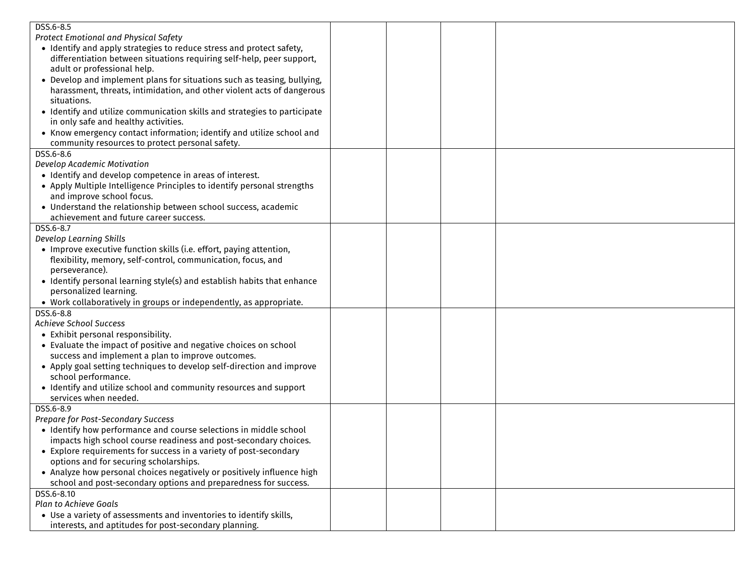| | | | | |
|---|---|---|---|---|
| DSS.6-8.5<br>*Protect Emotional and Physical Safety*<br>• Identify and apply strategies to reduce stress and protect safety, differentiation between situations requiring self-help, peer support, adult or professional help.<br>• Develop and implement plans for situations such as teasing, bullying, harassment, threats, intimidation, and other violent acts of dangerous situations.<br>• Identify and utilize communication skills and strategies to participate in only safe and healthy activities.<br>• Know emergency contact information; identify and utilize school and community resources to protect personal safety. | | | | |
| DSS.6-8.6<br>*Develop Academic Motivation*<br>• Identify and develop competence in areas of interest.<br>• Apply Multiple Intelligence Principles to identify personal strengths and improve school focus.<br>• Understand the relationship between school success, academic achievement and future career success. | | | | |
| DSS.6-8.7<br>*Develop Learning Skills*<br>• Improve executive function skills (i.e. effort, paying attention, flexibility, memory, self-control, communication, focus, and perseverance).<br>• Identify personal learning style(s) and establish habits that enhance personalized learning.<br>• Work collaboratively in groups or independently, as appropriate. | | | | |
| DSS.6-8.8<br>*Achieve School Success*<br>• Exhibit personal responsibility.<br>• Evaluate the impact of positive and negative choices on school success and implement a plan to improve outcomes.<br>• Apply goal setting techniques to develop self-direction and improve school performance.<br>• Identify and utilize school and community resources and support services when needed. | | | | |
| DSS.6-8.9<br>*Prepare for Post-Secondary Success*<br>• Identify how performance and course selections in middle school impacts high school course readiness and post-secondary choices.<br>• Explore requirements for success in a variety of post-secondary options and for securing scholarships.<br>• Analyze how personal choices negatively or positively influence high school and post-secondary options and preparedness for success. | | | | |
| DSS.6-8.10<br>*Plan to Achieve Goals*<br>• Use a variety of assessments and inventories to identify skills, interests, and aptitudes for post-secondary planning. | | | | |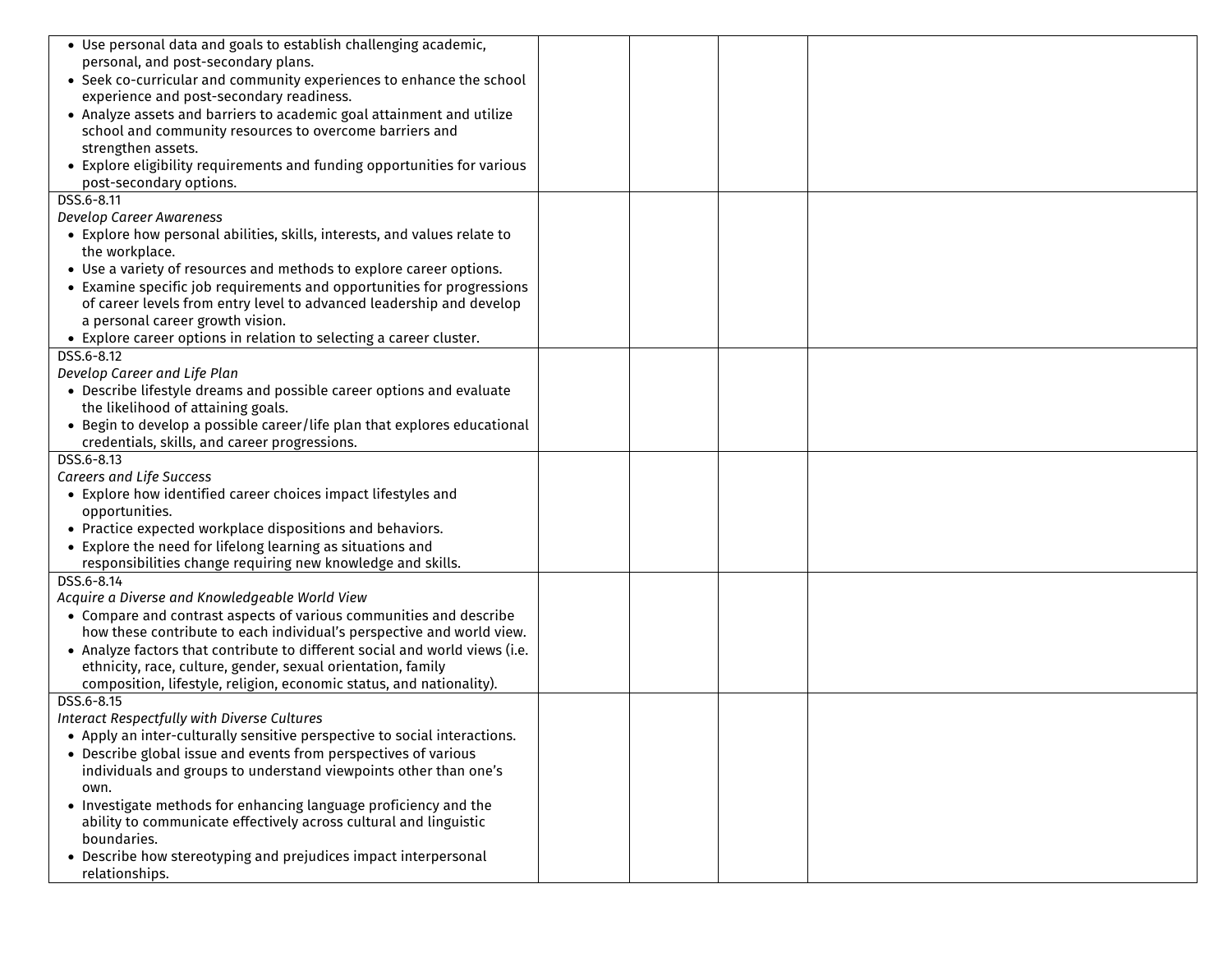| | | | | |
|---|---|---|---|---|
| • Use personal data and goals to establish challenging academic, personal, and post-secondary plans.<br>• Seek co-curricular and community experiences to enhance the school experience and post-secondary readiness.<br>• Analyze assets and barriers to academic goal attainment and utilize school and community resources to overcome barriers and strengthen assets.<br>• Explore eligibility requirements and funding opportunities for various post-secondary options. | | | | |
| DSS.6-8.11<br>*Develop Career Awareness*<br>• Explore how personal abilities, skills, interests, and values relate to the workplace.<br>• Use a variety of resources and methods to explore career options.<br>• Examine specific job requirements and opportunities for progressions of career levels from entry level to advanced leadership and develop a personal career growth vision.<br>• Explore career options in relation to selecting a career cluster. | | | | |
| DSS.6-8.12<br>*Develop Career and Life Plan*<br>• Describe lifestyle dreams and possible career options and evaluate the likelihood of attaining goals.<br>• Begin to develop a possible career/life plan that explores educational credentials, skills, and career progressions. | | | | |
| DSS.6-8.13<br>*Careers and Life Success*<br>• Explore how identified career choices impact lifestyles and opportunities.<br>• Practice expected workplace dispositions and behaviors.<br>• Explore the need for lifelong learning as situations and responsibilities change requiring new knowledge and skills. | | | | |
| DSS.6-8.14<br>*Acquire a Diverse and Knowledgeable World View*<br>• Compare and contrast aspects of various communities and describe how these contribute to each individual's perspective and world view.<br>• Analyze factors that contribute to different social and world views (i.e. ethnicity, race, culture, gender, sexual orientation, family composition, lifestyle, religion, economic status, and nationality). | | | | |
| DSS.6-8.15<br>*Interact Respectfully with Diverse Cultures*<br>• Apply an inter-culturally sensitive perspective to social interactions.<br>• Describe global issue and events from perspectives of various individuals and groups to understand viewpoints other than one's own.<br>• Investigate methods for enhancing language proficiency and the ability to communicate effectively across cultural and linguistic boundaries.<br>• Describe how stereotyping and prejudices impact interpersonal relationships. | | | | |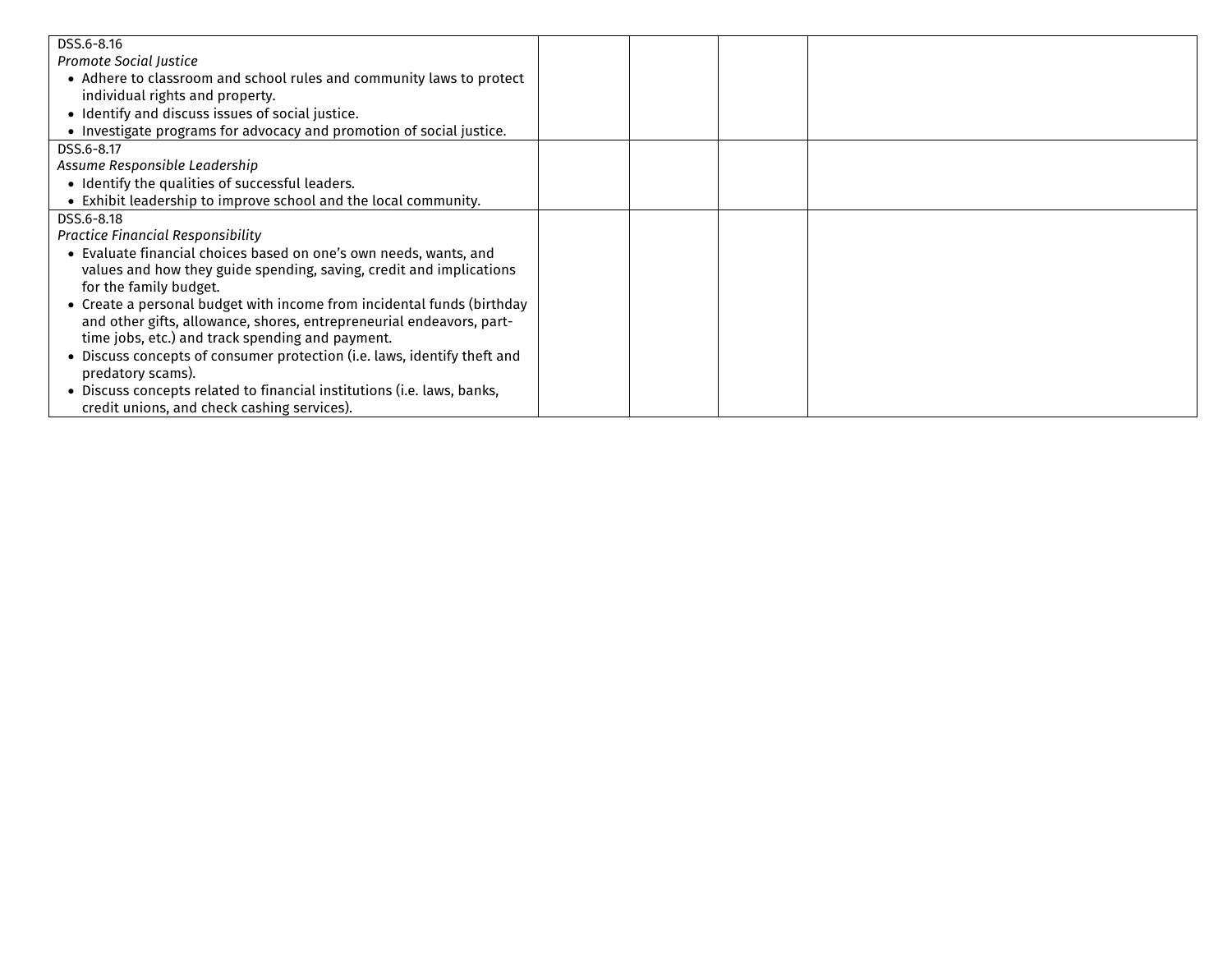| | | | | |
|---|---|---|---|---|
| DSS.6-8.16<br>*Promote Social Justice*<br>• Adhere to classroom and school rules and community laws to protect individual rights and property.<br>• Identify and discuss issues of social justice.<br>• Investigate programs for advocacy and promotion of social justice. | | | | |
| DSS.6-8.17<br>*Assume Responsible Leadership*<br>• Identify the qualities of successful leaders.<br>• Exhibit leadership to improve school and the local community. | | | | |
| DSS.6-8.18<br>*Practice Financial Responsibility*<br>• Evaluate financial choices based on one's own needs, wants, and values and how they guide spending, saving, credit and implications for the family budget.<br>• Create a personal budget with income from incidental funds (birthday and other gifts, allowance, shores, entrepreneurial endeavors, part-time jobs, etc.) and track spending and payment.<br>• Discuss concepts of consumer protection (i.e. laws, identify theft and predatory scams).<br>• Discuss concepts related to financial institutions (i.e. laws, banks, credit unions, and check cashing services). | | | | |